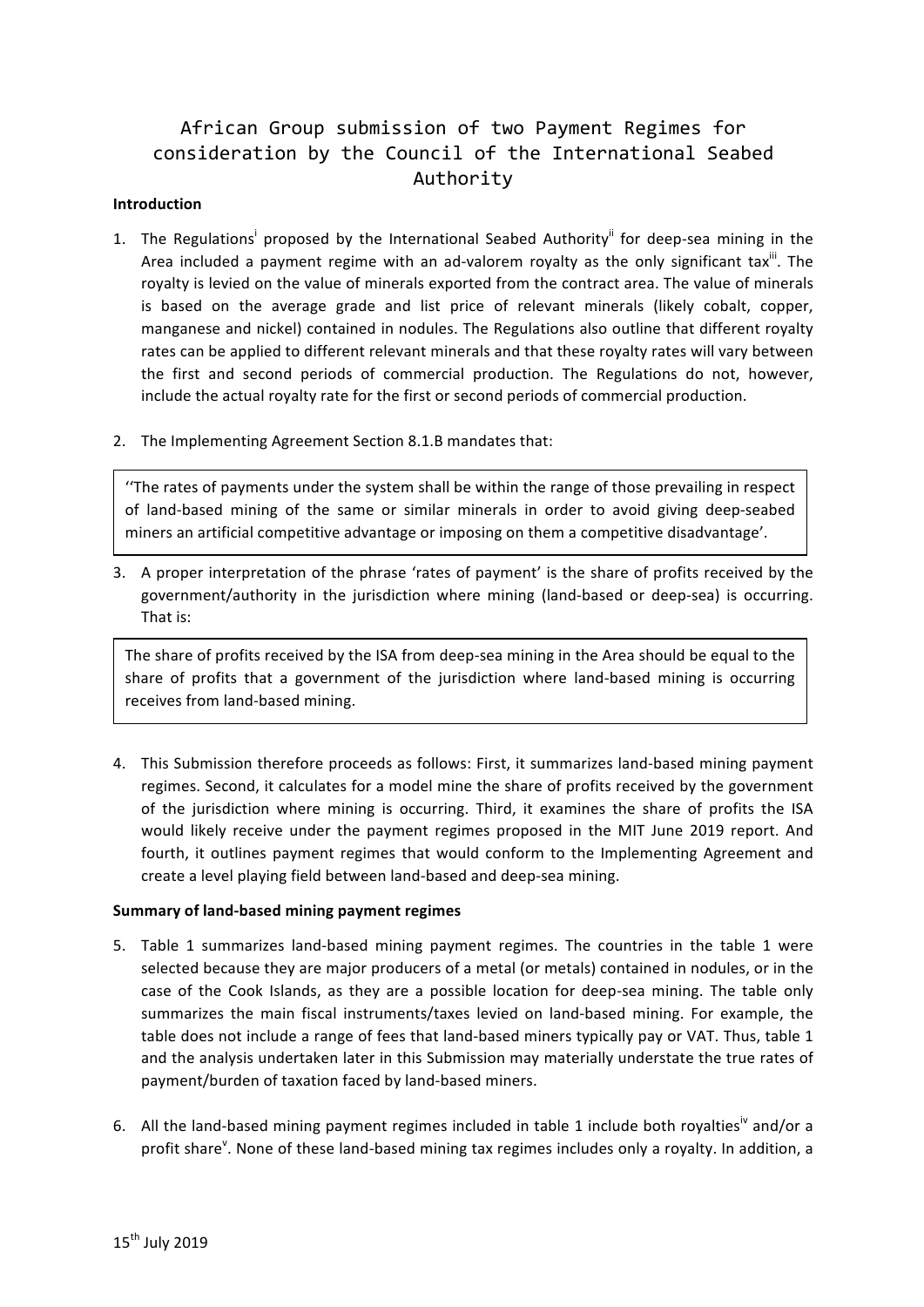# African Group submission of two Payment Regimes for consideration by the Council of the International Seabed Authority

**Introduction**

1. The Regulations[i] proposed by the International Seabed Authority[ii] for deep-sea mining in the Area included a payment regime with an ad-valorem royalty as the only significant tax[iii]. The royalty is levied on the value of minerals exported from the contract area. The value of minerals is based on the average grade and list price of relevant minerals (likely cobalt, copper, manganese and nickel) contained in nodules. The Regulations also outline that different royalty rates can be applied to different relevant minerals and that these royalty rates will vary between the first and second periods of commercial production. The Regulations do not, however, include the actual royalty rate for the first or second periods of commercial production.

2. The Implementing Agreement Section 8.1.B mandates that:

> ''The rates of payments under the system shall be within the range of those prevailing in respect of land-based mining of the same or similar minerals in order to avoid giving deep-seabed miners an artificial competitive advantage or imposing on them a competitive disadvantage'.

3. A proper interpretation of the phrase 'rates of payment' is the share of profits received by the government/authority in the jurisdiction where mining (land-based or deep-sea) is occurring. That is:

> The share of profits received by the ISA from deep-sea mining in the Area should be equal to the share of profits that a government of the jurisdiction where land-based mining is occurring receives from land-based mining.

4. This Submission therefore proceeds as follows: First, it summarizes land-based mining payment regimes. Second, it calculates for a model mine the share of profits received by the government of the jurisdiction where mining is occurring. Third, it examines the share of profits the ISA would likely receive under the payment regimes proposed in the MIT June 2019 report. And fourth, it outlines payment regimes that would conform to the Implementing Agreement and create a level playing field between land-based and deep-sea mining.

**Summary of land-based mining payment regimes**

5. Table 1 summarizes land-based mining payment regimes. The countries in the table 1 were selected because they are major producers of a metal (or metals) contained in nodules, or in the case of the Cook Islands, as they are a possible location for deep-sea mining. The table only summarizes the main fiscal instruments/taxes levied on land-based mining. For example, the table does not include a range of fees that land-based miners typically pay or VAT. Thus, table 1 and the analysis undertaken later in this Submission may materially understate the true rates of payment/burden of taxation faced by land-based miners.

6. All the land-based mining payment regimes included in table 1 include both royalties[iv] and/or a profit share[v]. None of these land-based mining tax regimes includes only a royalty. In addition, a

15th July 2019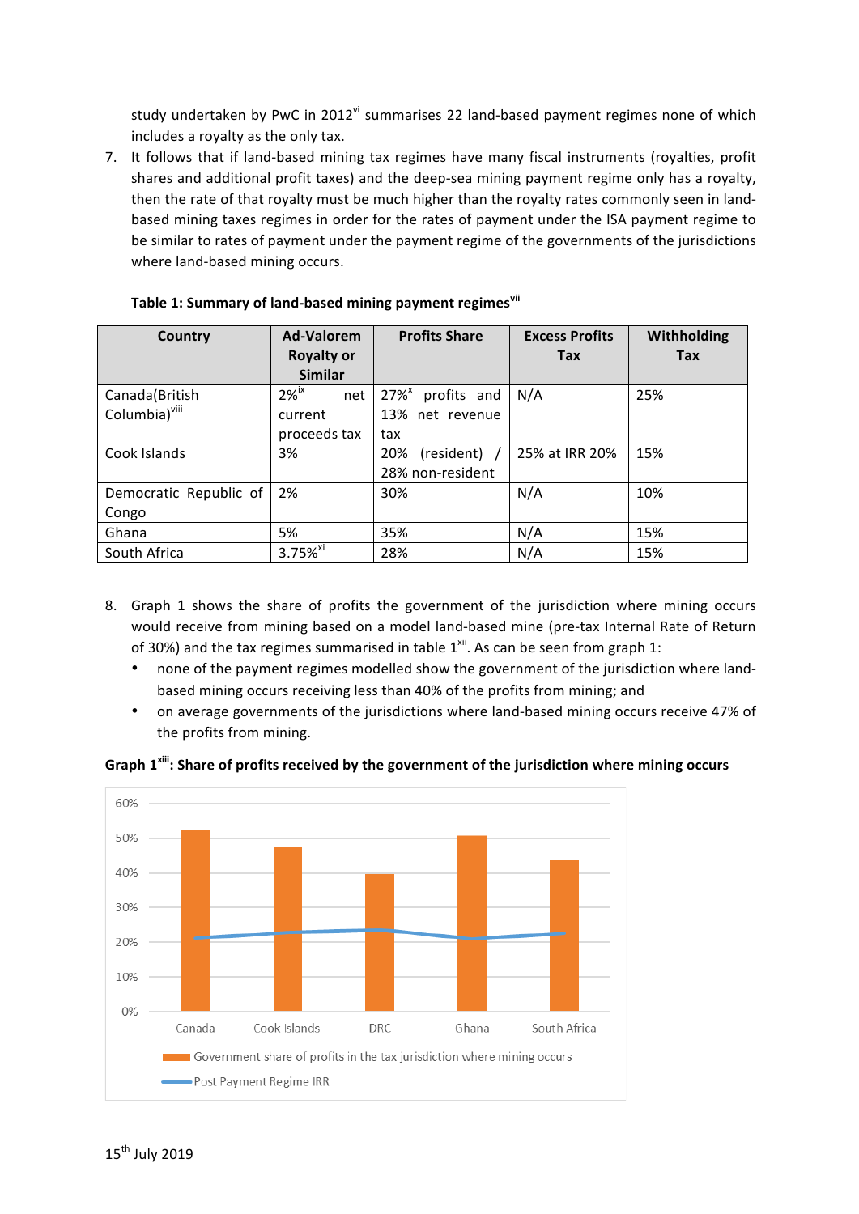study undertaken by PwC in 2012[vi] summarises 22 land-based payment regimes none of which includes a royalty as the only tax.

7. It follows that if land-based mining tax regimes have many fiscal instruments (royalties, profit shares and additional profit taxes) and the deep-sea mining payment regime only has a royalty, then the rate of that royalty must be much higher than the royalty rates commonly seen in land-based mining taxes regimes in order for the rates of payment under the ISA payment regime to be similar to rates of payment under the payment regime of the governments of the jurisdictions where land-based mining occurs.

**Table 1: Summary of land-based mining payment regimes[vii]**

| Country | Ad-Valorem Royalty or Similar | Profits Share | Excess Profits Tax | Withholding Tax |
|---|---|---|---|---|
| Canada(British Columbia)[viii] | 2%[ix] net current proceeds tax | 27%[x] profits and 13% net revenue tax | N/A | 25% |
| Cook Islands | 3% | 20% (resident) / 28% non-resident | 25% at IRR 20% | 15% |
| Democratic Republic of Congo | 2% | 30% | N/A | 10% |
| Ghana | 5% | 35% | N/A | 15% |
| South Africa | 3.75%[xi] | 28% | N/A | 15% |

8. Graph 1 shows the share of profits the government of the jurisdiction where mining occurs would receive from mining based on a model land-based mine (pre-tax Internal Rate of Return of 30%) and the tax regimes summarised in table 1[xii]. As can be seen from graph 1:
   - none of the payment regimes modelled show the government of the jurisdiction where land-based mining occurs receiving less than 40% of the profits from mining; and
   - on average governments of the jurisdictions where land-based mining occurs receive 47% of the profits from mining.

**Graph 1[xiii]: Share of profits received by the government of the jurisdiction where mining occurs**

15th July 2019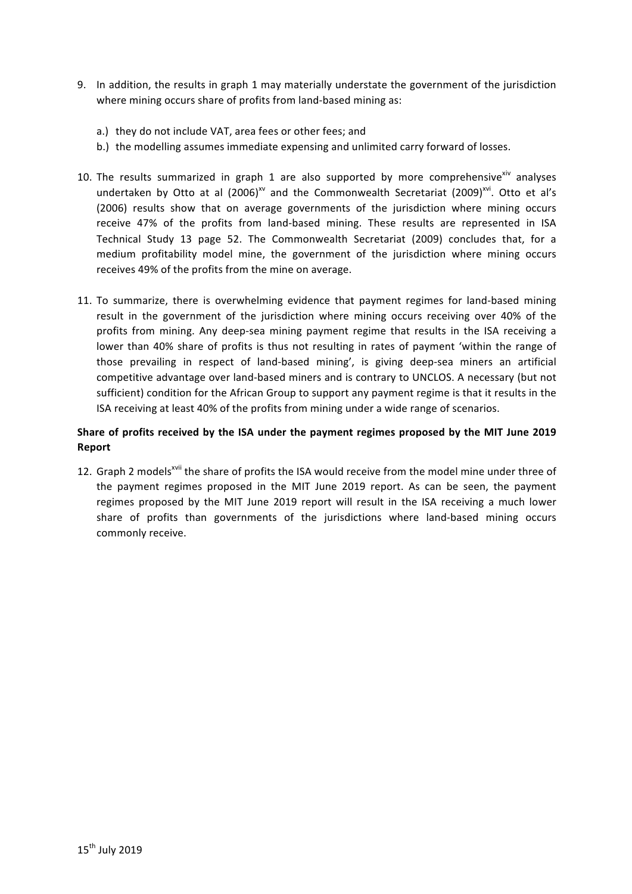9. In addition, the results in graph 1 may materially understate the government of the jurisdiction where mining occurs share of profits from land-based mining as:

   a.) they do not include VAT, area fees or other fees; and

   b.) the modelling assumes immediate expensing and unlimited carry forward of losses.

10. The results summarized in graph 1 are also supported by more comprehensive[xiv] analyses undertaken by Otto at al (2006)[xv] and the Commonwealth Secretariat (2009)[xvi]. Otto et al's (2006) results show that on average governments of the jurisdiction where mining occurs receive 47% of the profits from land-based mining. These results are represented in ISA Technical Study 13 page 52. The Commonwealth Secretariat (2009) concludes that, for a medium profitability model mine, the government of the jurisdiction where mining occurs receives 49% of the profits from the mine on average.

11. To summarize, there is overwhelming evidence that payment regimes for land-based mining result in the government of the jurisdiction where mining occurs receiving over 40% of the profits from mining. Any deep-sea mining payment regime that results in the ISA receiving a lower than 40% share of profits is thus not resulting in rates of payment 'within the range of those prevailing in respect of land-based mining', is giving deep-sea miners an artificial competitive advantage over land-based miners and is contrary to UNCLOS. A necessary (but not sufficient) condition for the African Group to support any payment regime is that it results in the ISA receiving at least 40% of the profits from mining under a wide range of scenarios.

**Share of profits received by the ISA under the payment regimes proposed by the MIT June 2019 Report**

12. Graph 2 models[xvii] the share of profits the ISA would receive from the model mine under three of the payment regimes proposed in the MIT June 2019 report. As can be seen, the payment regimes proposed by the MIT June 2019 report will result in the ISA receiving a much lower share of profits than governments of the jurisdictions where land-based mining occurs commonly receive.

15th July 2019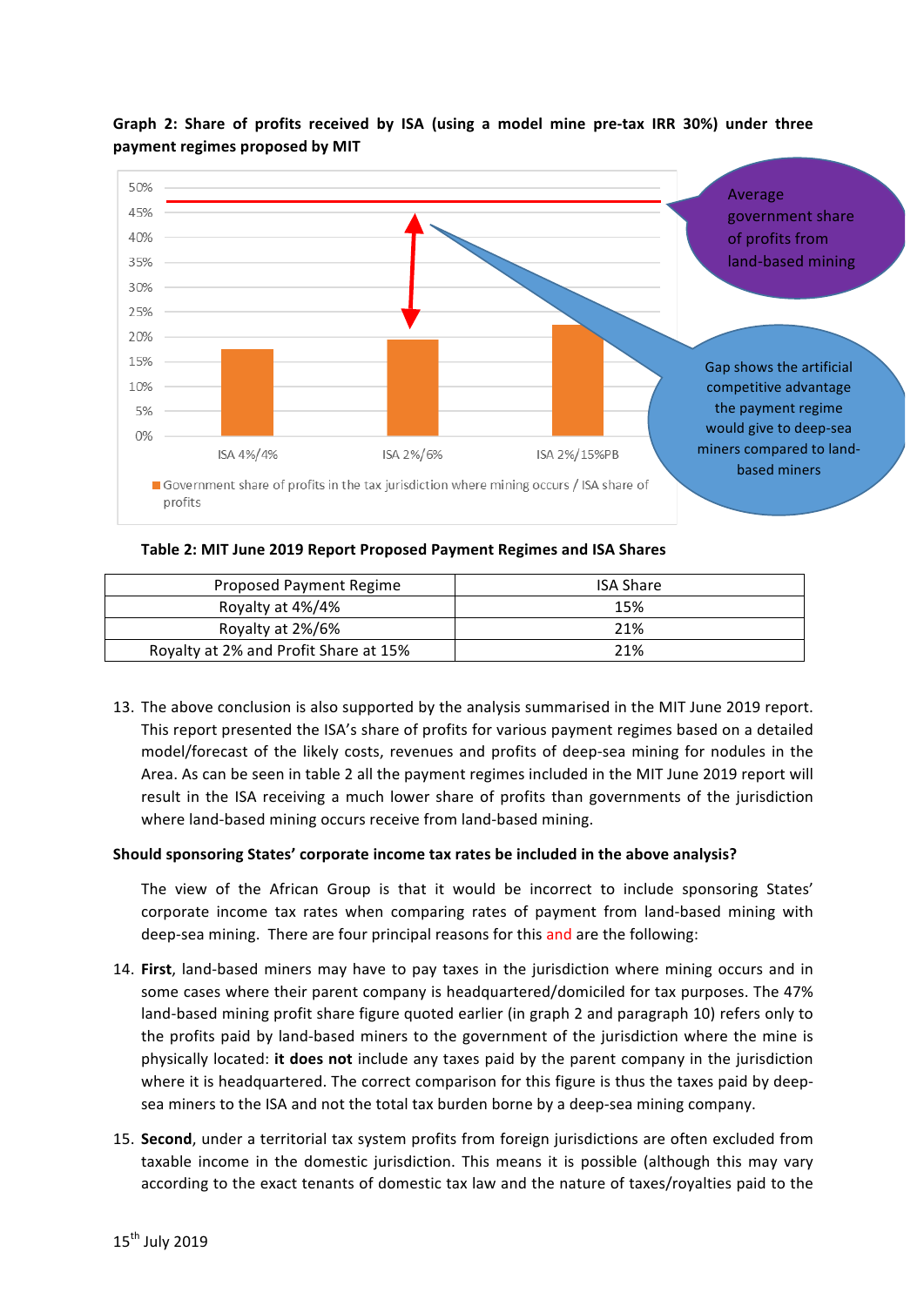**Graph 2: Share of profits received by ISA (using a model mine pre-tax IRR 30%) under three payment regimes proposed by MIT**

Average government share of profits from land-based mining

Gap shows the artificial competitive advantage the payment regime would give to deep-sea miners compared to land-based miners

■ Government share of profits in the tax jurisdiction where mining occurs / ISA share of profits

**Table 2: MIT June 2019 Report Proposed Payment Regimes and ISA Shares**

| Proposed Payment Regime | ISA Share |
|---|---|
| Royalty at 4%/4% | 15% |
| Royalty at 2%/6% | 21% |
| Royalty at 2% and Profit Share at 15% | 21% |

13. The above conclusion is also supported by the analysis summarised in the MIT June 2019 report. This report presented the ISA's share of profits for various payment regimes based on a detailed model/forecast of the likely costs, revenues and profits of deep-sea mining for nodules in the Area. As can be seen in table 2 all the payment regimes included in the MIT June 2019 report will result in the ISA receiving a much lower share of profits than governments of the jurisdiction where land-based mining occurs receive from land-based mining.

**Should sponsoring States' corporate income tax rates be included in the above analysis?**

The view of the African Group is that it would be incorrect to include sponsoring States' corporate income tax rates when comparing rates of payment from land-based mining with deep-sea mining. There are four principal reasons for this and are the following:

14. **First**, land-based miners may have to pay taxes in the jurisdiction where mining occurs and in some cases where their parent company is headquartered/domiciled for tax purposes. The 47% land-based mining profit share figure quoted earlier (in graph 2 and paragraph 10) refers only to the profits paid by land-based miners to the government of the jurisdiction where the mine is physically located: **it does not** include any taxes paid by the parent company in the jurisdiction where it is headquartered. The correct comparison for this figure is thus the taxes paid by deep-sea miners to the ISA and not the total tax burden borne by a deep-sea mining company.

15. **Second**, under a territorial tax system profits from foreign jurisdictions are often excluded from taxable income in the domestic jurisdiction. This means it is possible (although this may vary according to the exact tenants of domestic tax law and the nature of taxes/royalties paid to the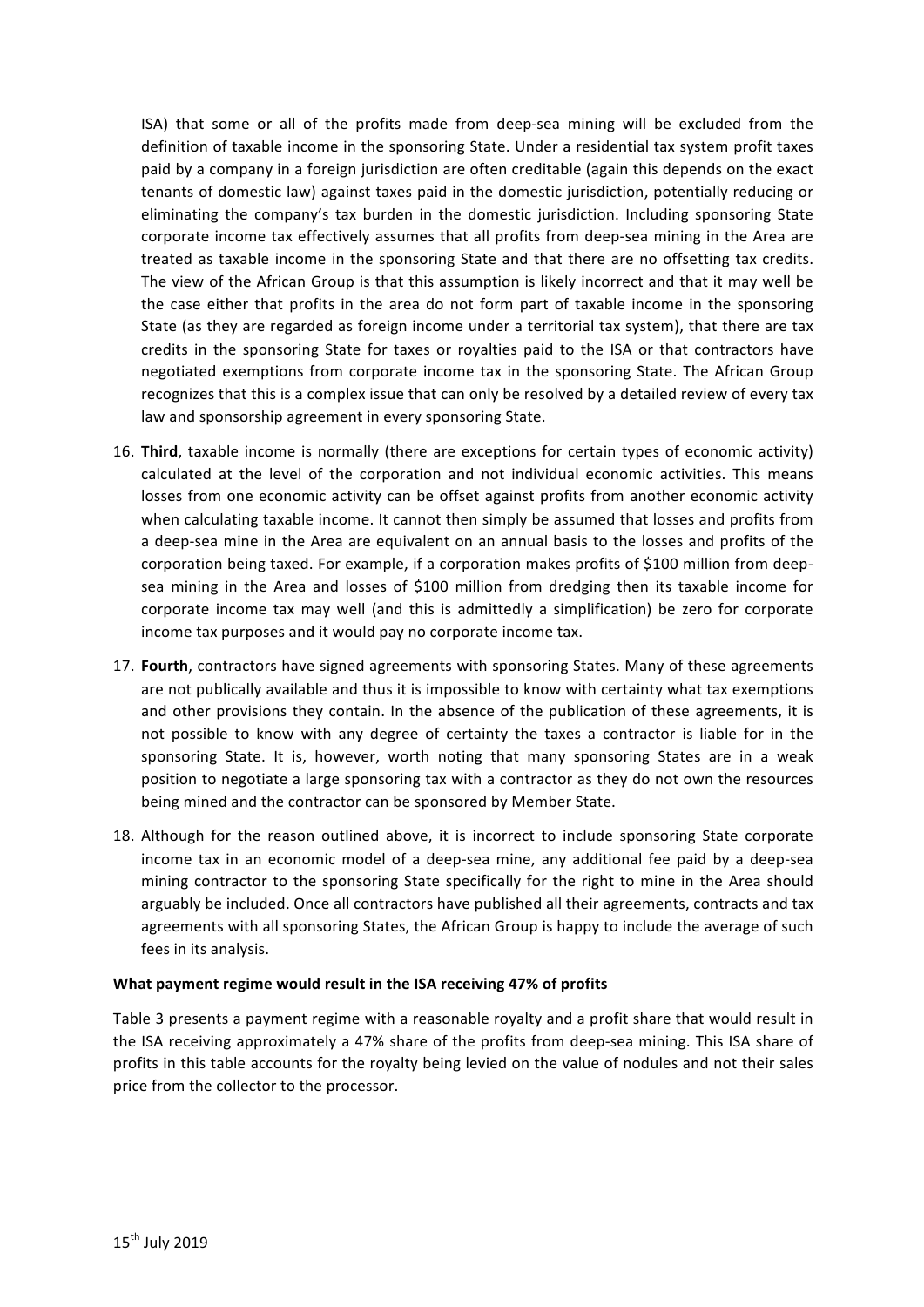ISA) that some or all of the profits made from deep-sea mining will be excluded from the definition of taxable income in the sponsoring State. Under a residential tax system profit taxes paid by a company in a foreign jurisdiction are often creditable (again this depends on the exact tenants of domestic law) against taxes paid in the domestic jurisdiction, potentially reducing or eliminating the company's tax burden in the domestic jurisdiction. Including sponsoring State corporate income tax effectively assumes that all profits from deep-sea mining in the Area are treated as taxable income in the sponsoring State and that there are no offsetting tax credits. The view of the African Group is that this assumption is likely incorrect and that it may well be the case either that profits in the area do not form part of taxable income in the sponsoring State (as they are regarded as foreign income under a territorial tax system), that there are tax credits in the sponsoring State for taxes or royalties paid to the ISA or that contractors have negotiated exemptions from corporate income tax in the sponsoring State. The African Group recognizes that this is a complex issue that can only be resolved by a detailed review of every tax law and sponsorship agreement in every sponsoring State.

16. **Third**, taxable income is normally (there are exceptions for certain types of economic activity) calculated at the level of the corporation and not individual economic activities. This means losses from one economic activity can be offset against profits from another economic activity when calculating taxable income. It cannot then simply be assumed that losses and profits from a deep-sea mine in the Area are equivalent on an annual basis to the losses and profits of the corporation being taxed. For example, if a corporation makes profits of $100 million from deep-sea mining in the Area and losses of $100 million from dredging then its taxable income for corporate income tax may well (and this is admittedly a simplification) be zero for corporate income tax purposes and it would pay no corporate income tax.

17. **Fourth**, contractors have signed agreements with sponsoring States. Many of these agreements are not publically available and thus it is impossible to know with certainty what tax exemptions and other provisions they contain. In the absence of the publication of these agreements, it is not possible to know with any degree of certainty the taxes a contractor is liable for in the sponsoring State. It is, however, worth noting that many sponsoring States are in a weak position to negotiate a large sponsoring tax with a contractor as they do not own the resources being mined and the contractor can be sponsored by Member State.

18. Although for the reason outlined above, it is incorrect to include sponsoring State corporate income tax in an economic model of a deep-sea mine, any additional fee paid by a deep-sea mining contractor to the sponsoring State specifically for the right to mine in the Area should arguably be included. Once all contractors have published all their agreements, contracts and tax agreements with all sponsoring States, the African Group is happy to include the average of such fees in its analysis.

**What payment regime would result in the ISA receiving 47% of profits**

Table 3 presents a payment regime with a reasonable royalty and a profit share that would result in the ISA receiving approximately a 47% share of the profits from deep-sea mining. This ISA share of profits in this table accounts for the royalty being levied on the value of nodules and not their sales price from the collector to the processor.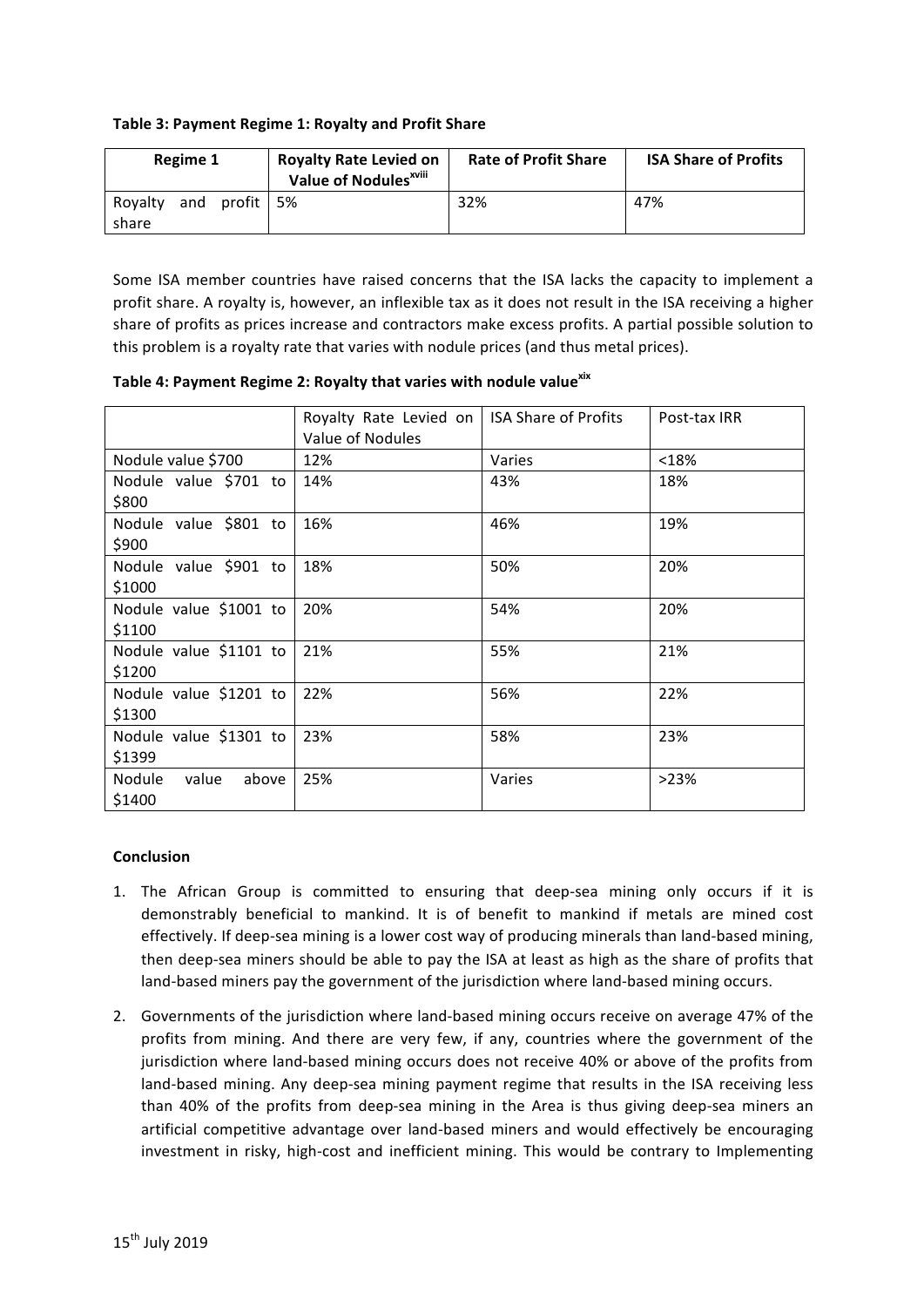**Table 3: Payment Regime 1: Royalty and Profit Share**

| Regime 1 | Royalty Rate Levied on Value of Nodules[xviii] | Rate of Profit Share | ISA Share of Profits |
|---|---|---|---|
| Royalty and profit share | 5% | 32% | 47% |

Some ISA member countries have raised concerns that the ISA lacks the capacity to implement a profit share. A royalty is, however, an inflexible tax as it does not result in the ISA receiving a higher share of profits as prices increase and contractors make excess profits. A partial possible solution to this problem is a royalty rate that varies with nodule prices (and thus metal prices).

**Table 4: Payment Regime 2: Royalty that varies with nodule value[xix]**

| | Royalty Rate Levied on Value of Nodules | ISA Share of Profits | Post-tax IRR |
|---|---|---|---|
| Nodule value $700 | 12% | Varies | <18% |
| Nodule value $701 to $800 | 14% | 43% | 18% |
| Nodule value $801 to $900 | 16% | 46% | 19% |
| Nodule value $901 to $1000 | 18% | 50% | 20% |
| Nodule value $1001 to $1100 | 20% | 54% | 20% |
| Nodule value $1101 to $1200 | 21% | 55% | 21% |
| Nodule value $1201 to $1300 | 22% | 56% | 22% |
| Nodule value $1301 to $1399 | 23% | 58% | 23% |
| Nodule value above $1400 | 25% | Varies | >23% |

**Conclusion**

1. The African Group is committed to ensuring that deep-sea mining only occurs if it is demonstrably beneficial to mankind. It is of benefit to mankind if metals are mined cost effectively. If deep-sea mining is a lower cost way of producing minerals than land-based mining, then deep-sea miners should be able to pay the ISA at least as high as the share of profits that land-based miners pay the government of the jurisdiction where land-based mining occurs.

2. Governments of the jurisdiction where land-based mining occurs receive on average 47% of the profits from mining. And there are very few, if any, countries where the government of the jurisdiction where land-based mining occurs does not receive 40% or above of the profits from land-based mining. Any deep-sea mining payment regime that results in the ISA receiving less than 40% of the profits from deep-sea mining in the Area is thus giving deep-sea miners an artificial competitive advantage over land-based miners and would effectively be encouraging investment in risky, high-cost and inefficient mining. This would be contrary to Implementing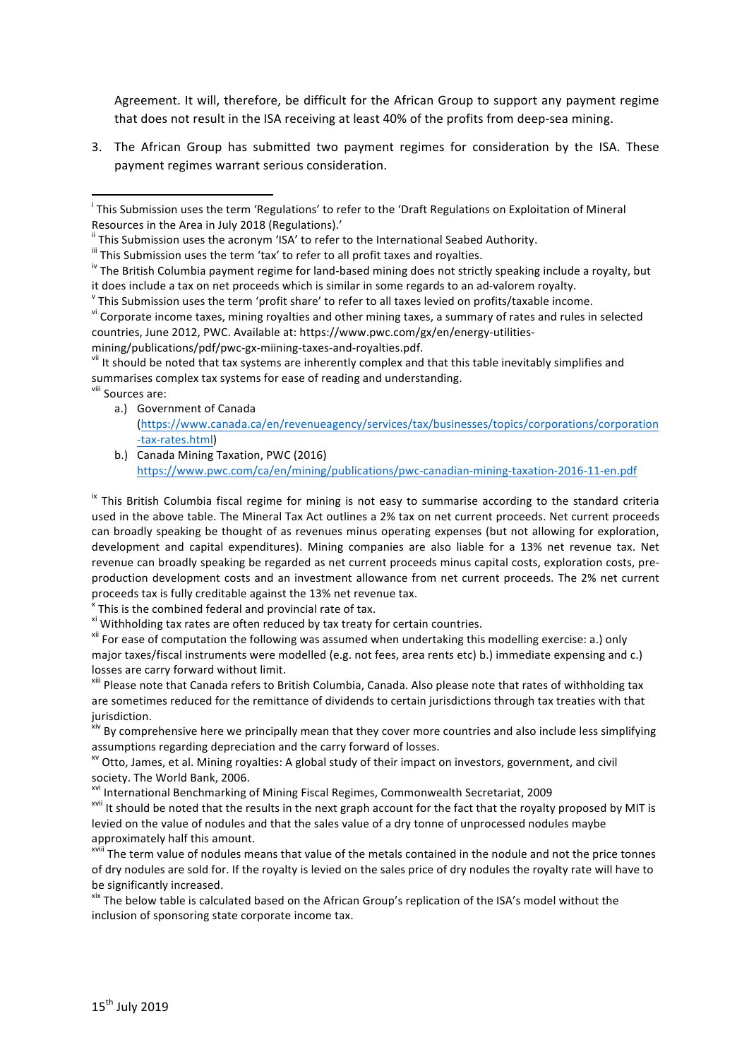Agreement. It will, therefore, be difficult for the African Group to support any payment regime that does not result in the ISA receiving at least 40% of the profits from deep-sea mining.

3. The African Group has submitted two payment regimes for consideration by the ISA. These payment regimes warrant serious consideration.

---

[i] This Submission uses the term 'Regulations' to refer to the 'Draft Regulations on Exploitation of Mineral Resources in the Area in July 2018 (Regulations).'

[ii] This Submission uses the acronym 'ISA' to refer to the International Seabed Authority.

[iii] This Submission uses the term 'tax' to refer to all profit taxes and royalties.

[iv] The British Columbia payment regime for land-based mining does not strictly speaking include a royalty, but it does include a tax on net proceeds which is similar in some regards to an ad-valorem royalty.

[v] This Submission uses the term 'profit share' to refer to all taxes levied on profits/taxable income.

[vi] Corporate income taxes, mining royalties and other mining taxes, a summary of rates and rules in selected countries, June 2012, PWC. Available at: https://www.pwc.com/gx/en/energy-utilities-mining/publications/pdf/pwc-gx-miining-taxes-and-royalties.pdf.

[vii] It should be noted that tax systems are inherently complex and that this table inevitably simplifies and summarises complex tax systems for ease of reading and understanding.

[viii] Sources are:

a.) Government of Canada (https://www.canada.ca/en/revenueagency/services/tax/businesses/topics/corporations/corporation-tax-rates.html)

b.) Canada Mining Taxation, PWC (2016) https://www.pwc.com/ca/en/mining/publications/pwc-canadian-mining-taxation-2016-11-en.pdf

[ix] This British Columbia fiscal regime for mining is not easy to summarise according to the standard criteria used in the above table. The Mineral Tax Act outlines a 2% tax on net current proceeds. Net current proceeds can broadly speaking be thought of as revenues minus operating expenses (but not allowing for exploration, development and capital expenditures). Mining companies are also liable for a 13% net revenue tax. Net revenue can broadly speaking be regarded as net current proceeds minus capital costs, exploration costs, pre-production development costs and an investment allowance from net current proceeds. The 2% net current proceeds tax is fully creditable against the 13% net revenue tax.

[x] This is the combined federal and provincial rate of tax.

[xi] Withholding tax rates are often reduced by tax treaty for certain countries.

[xii] For ease of computation the following was assumed when undertaking this modelling exercise: a.) only major taxes/fiscal instruments were modelled (e.g. not fees, area rents etc) b.) immediate expensing and c.) losses are carry forward without limit.

[xiii] Please note that Canada refers to British Columbia, Canada. Also please note that rates of withholding tax are sometimes reduced for the remittance of dividends to certain jurisdictions through tax treaties with that jurisdiction.

[xiv] By comprehensive here we principally mean that they cover more countries and also include less simplifying assumptions regarding depreciation and the carry forward of losses.

[xv] Otto, James, et al. Mining royalties: A global study of their impact on investors, government, and civil society. The World Bank, 2006.

[xvi] International Benchmarking of Mining Fiscal Regimes, Commonwealth Secretariat, 2009

[xvii] It should be noted that the results in the next graph account for the fact that the royalty proposed by MIT is levied on the value of nodules and that the sales value of a dry tonne of unprocessed nodules maybe approximately half this amount.

[xviii] The term value of nodules means that value of the metals contained in the nodule and not the price tonnes of dry nodules are sold for. If the royalty is levied on the sales price of dry nodules the royalty rate will have to be significantly increased.

[xix] The below table is calculated based on the African Group's replication of the ISA's model without the inclusion of sponsoring state corporate income tax.

15th July 2019